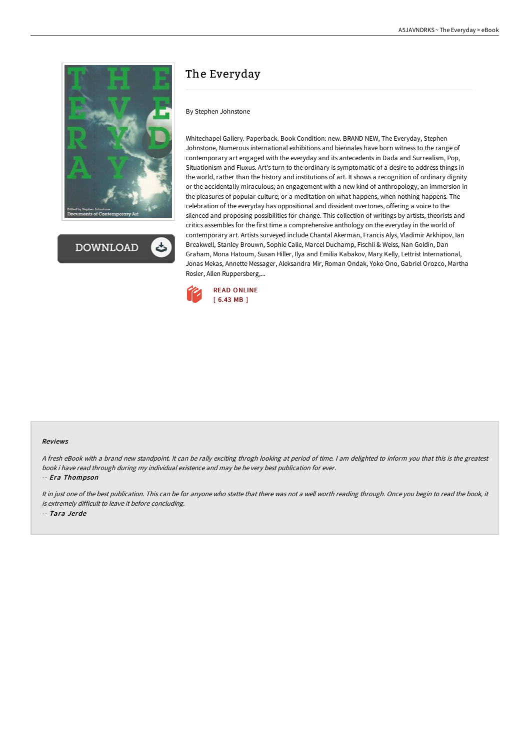# The Everyday

By Stephen Johnstone

Whitechapel Gallery. Paperback. Book Condition: new. BRAND NEW, The Everyday, Stephen Johnstone, Numerous international exhibitions and biennales have born witness to the range of contemporary art engaged with the everyday and its antecedents in Dada and Surrealism, Pop, Situationism and Fluxus. Art's turn to the ordinary is symptomatic of a desire to address things in the world, rather than the history and institutions of art. It shows a recognition of ordinary dignity or the accidentally miraculous; an engagement with a new kind of anthropology; an immersion in the pleasures of popular culture; or a meditation on what happens, when nothing happens. The celebration of the everyday has oppositional and dissident overtones, offering a voice to the silenced and proposing possibilities for change. This collection of writings by artists, theorists and critics assembles for the first time a comprehensive anthology on the everyday in the world of contemporary art. Artists surveyed include Chantal Akerman, Francis Alys, Vladimir Arkhipov, Ian Breakwell, Stanley Brouwn, Sophie Calle, Marcel Duchamp, Fischli & Weiss, Nan Goldin, Dan Graham, Mona Hatoum, Susan Hiller, Ilya and Emilia Kabakov, Mary Kelly, Lettrist International, Jonas Mekas, Annette Messager, Aleksandra Mir, Roman Ondak, Yoko Ono, Gabriel Orozco, Martha Rosler, Allen Ruppersberg,...

READ ONLINE
[ 6.43 MB ]

### Reviews

*A fresh eBook with a brand new standpoint. It can be rally exciting throgh looking at period of time. I am delighted to inform you that this is the greatest book i have read through during my individual existence and may be he very best publication for ever.*

*-- Era Thompson*

*It in just one of the best publication. This can be for anyone who statte that there was not a well worth reading through. Once you begin to read the book, it is extremely difficult to leave it before concluding.*

*-- Tara Jerde*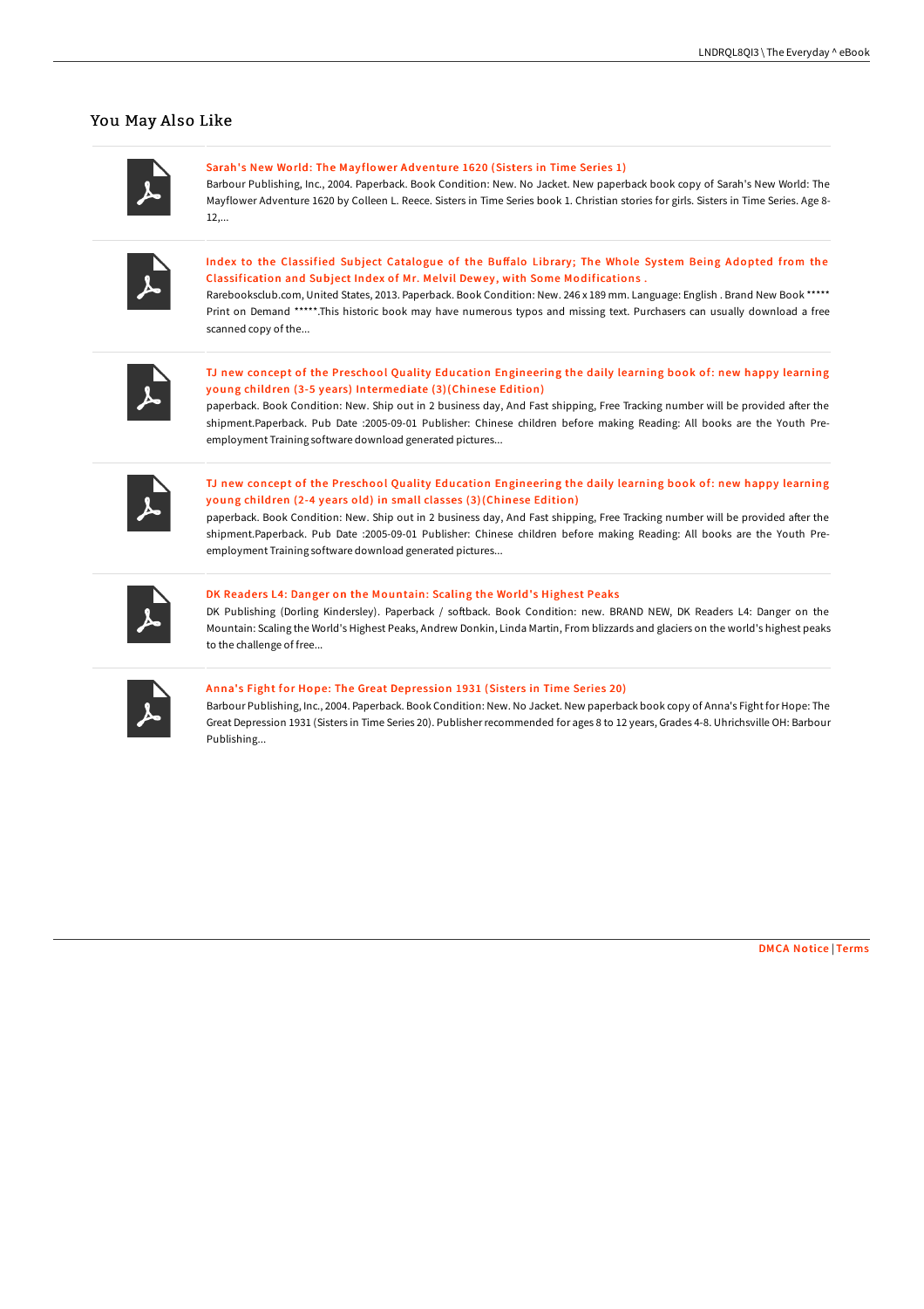## You May Also Like

**Sarah's New World: The Mayflower Adventure 1620 (Sisters in Time Series 1)**

Barbour Publishing, Inc., 2004. Paperback. Book Condition: New. No Jacket. New paperback book copy of Sarah's New World: The Mayflower Adventure 1620 by Colleen L. Reece. Sisters in Time Series book 1. Christian stories for girls. Sisters in Time Series. Age 8-12,...

**Index to the Classified Subject Catalogue of the Buffalo Library; The Whole System Being Adopted from the Classification and Subject Index of Mr. Melvil Dewey, with Some Modifications .**

Rarebooksclub.com, United States, 2013. Paperback. Book Condition: New. 246 x 189 mm. Language: English . Brand New Book ***** Print on Demand *****.This historic book may have numerous typos and missing text. Purchasers can usually download a free scanned copy of the...

**TJ new concept of the Preschool Quality Education Engineering the daily learning book of: new happy learning young children (3-5 years) Intermediate (3)(Chinese Edition)**

paperback. Book Condition: New. Ship out in 2 business day, And Fast shipping, Free Tracking number will be provided after the shipment.Paperback. Pub Date :2005-09-01 Publisher: Chinese children before making Reading: All books are the Youth Pre-employment Training software download generated pictures...

**TJ new concept of the Preschool Quality Education Engineering the daily learning book of: new happy learning young children (2-4 years old) in small classes (3)(Chinese Edition)**

paperback. Book Condition: New. Ship out in 2 business day, And Fast shipping, Free Tracking number will be provided after the shipment.Paperback. Pub Date :2005-09-01 Publisher: Chinese children before making Reading: All books are the Youth Pre-employment Training software download generated pictures...

**DK Readers L4: Danger on the Mountain: Scaling the World's Highest Peaks**

DK Publishing (Dorling Kindersley). Paperback / softback. Book Condition: new. BRAND NEW, DK Readers L4: Danger on the Mountain: Scaling the World's Highest Peaks, Andrew Donkin, Linda Martin, From blizzards and glaciers on the world's highest peaks to the challenge of free...

**Anna's Fight for Hope: The Great Depression 1931 (Sisters in Time Series 20)**

Barbour Publishing, Inc., 2004. Paperback. Book Condition: New. No Jacket. New paperback book copy of Anna's Fight for Hope: The Great Depression 1931 (Sisters in Time Series 20). Publisher recommended for ages 8 to 12 years, Grades 4-8. Uhrichsville OH: Barbour Publishing...

DMCA Notice | Terms